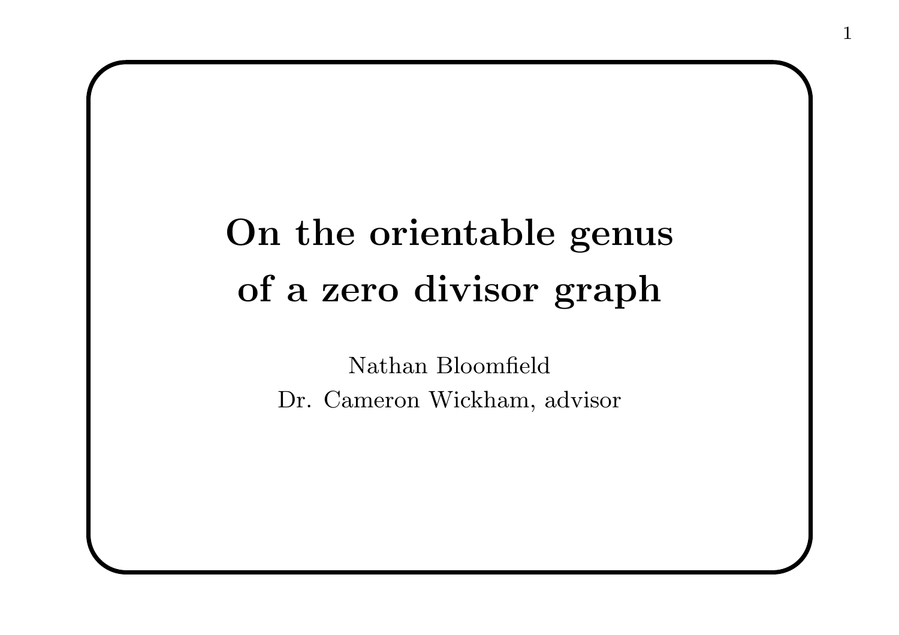# On the orientable genus of a zero divisor graph

Nathan Bloomfield

Dr. Cameron Wickham, advisor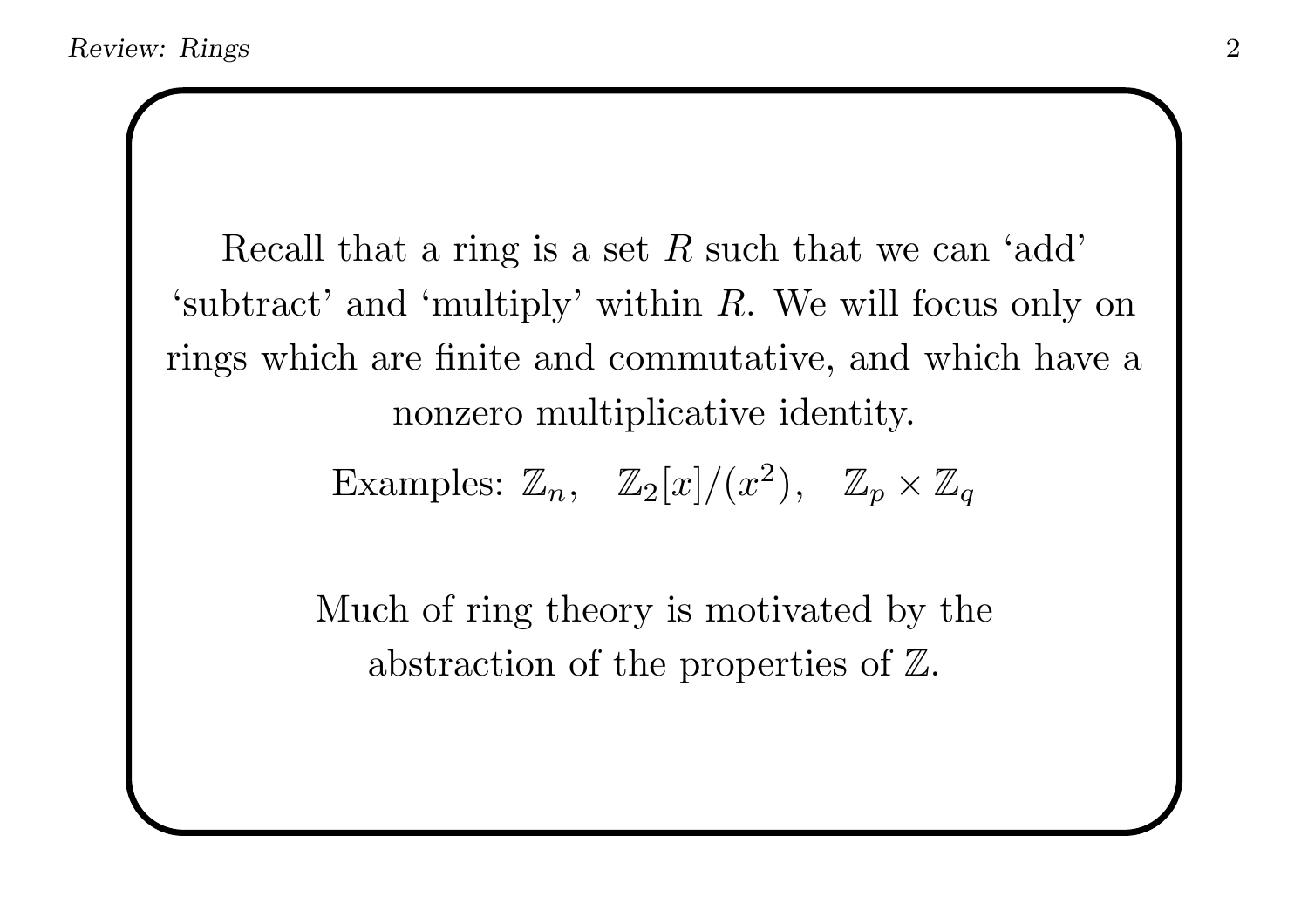Recall that a ring is a set $R$ such that we can 'add' 'subtract' and 'multiply' within $R$. We will focus only on rings which are finite and commutative, and which have a nonzero multiplicative identity.

Examples: $\mathbb{Z}_n$, $\mathbb{Z}_2[x]/(x^2)$, $\mathbb{Z}_p \times \mathbb{Z}_q$

Much of ring theory is motivated by the abstraction of the properties of $\mathbb{Z}$.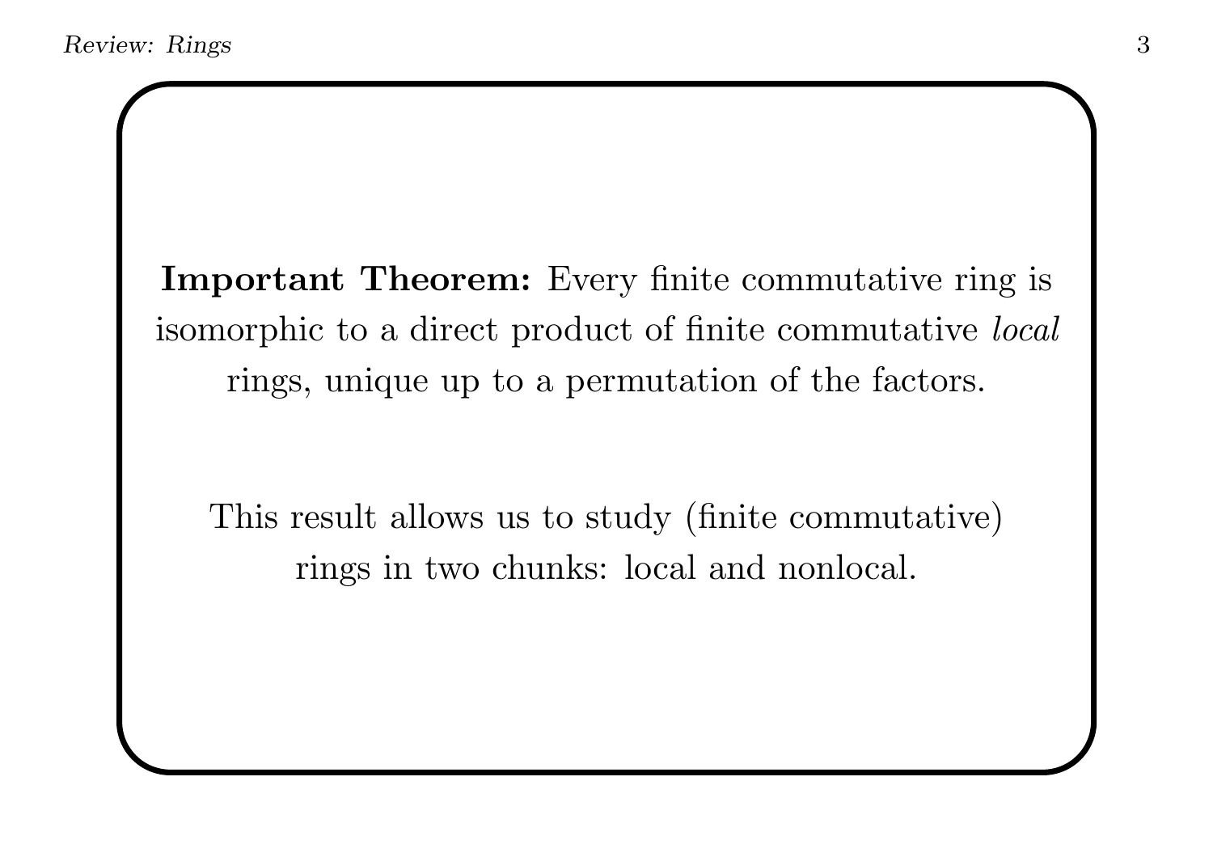**Important Theorem:** Every finite commutative ring is isomorphic to a direct product of finite commutative *local* rings, unique up to a permutation of the factors.

This result allows us to study (finite commutative) rings in two chunks: local and nonlocal.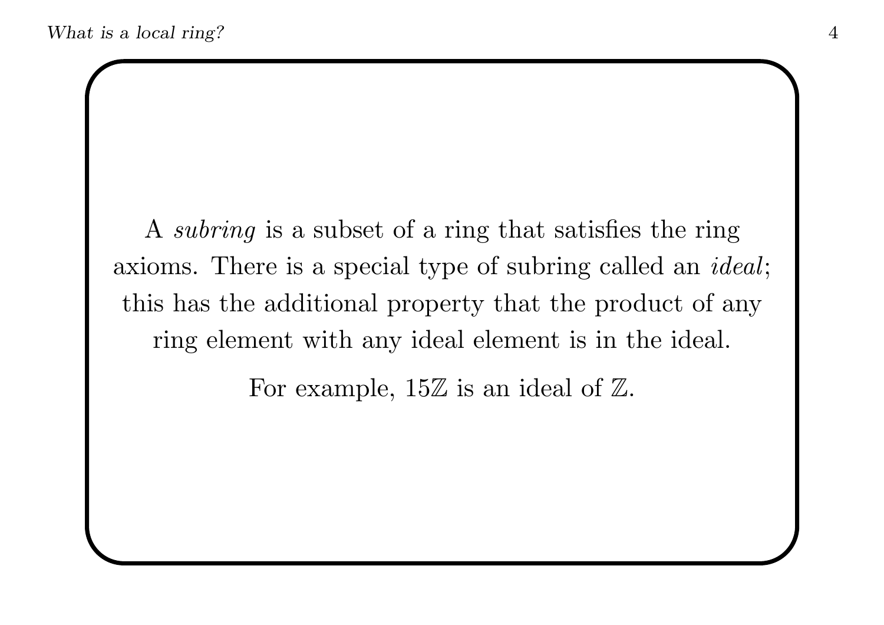A *subring* is a subset of a ring that satisfies the ring axioms. There is a special type of subring called an *ideal*; this has the additional property that the product of any ring element with any ideal element is in the ideal.

For example, $15\mathbb{Z}$ is an ideal of $\mathbb{Z}$.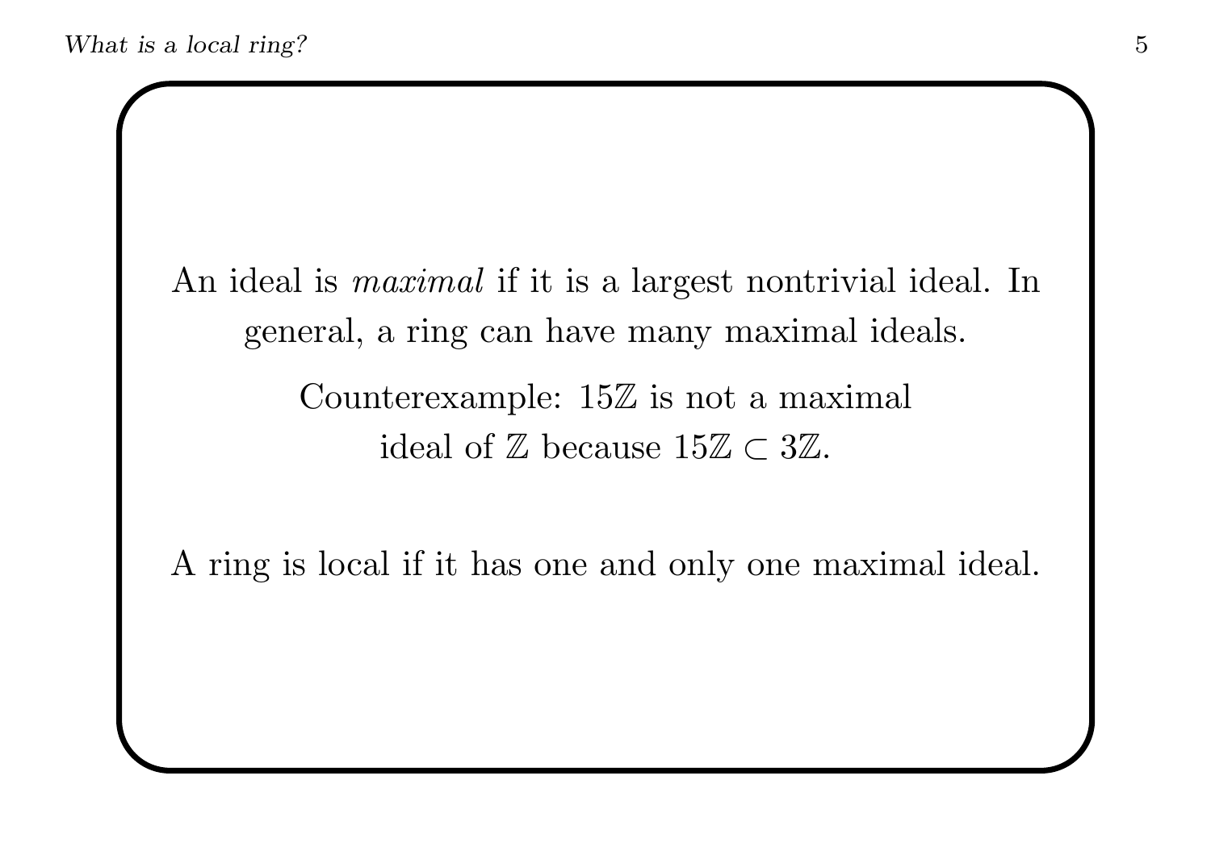An ideal is *maximal* if it is a largest nontrivial ideal. In general, a ring can have many maximal ideals.

Counterexample: $15\mathbb{Z}$ is not a maximal ideal of $\mathbb{Z}$ because $15\mathbb{Z} \subset 3\mathbb{Z}$.

A ring is local if it has one and only one maximal ideal.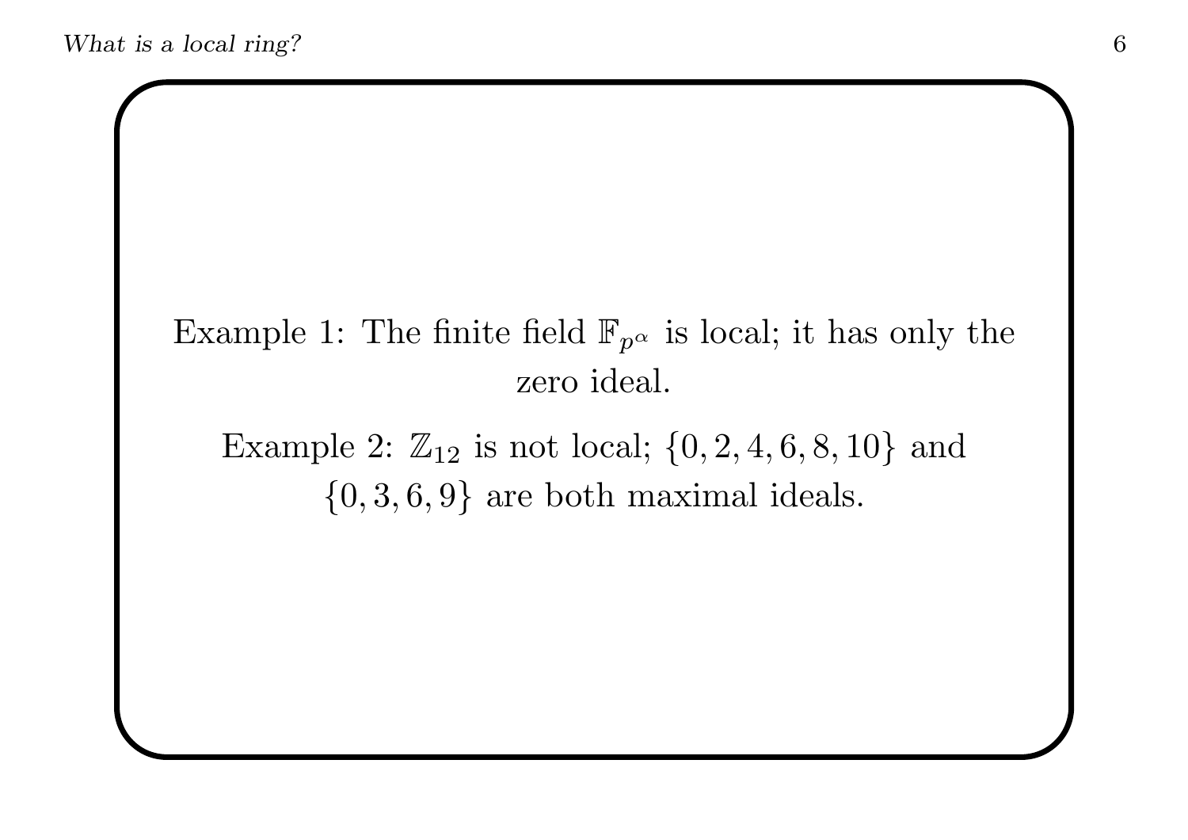Example 1: The finite field $\mathbb{F}_{p^\alpha}$ is local; it has only the zero ideal.

Example 2: $\mathbb{Z}_{12}$ is not local; $\{0, 2, 4, 6, 8, 10\}$ and $\{0, 3, 6, 9\}$ are both maximal ideals.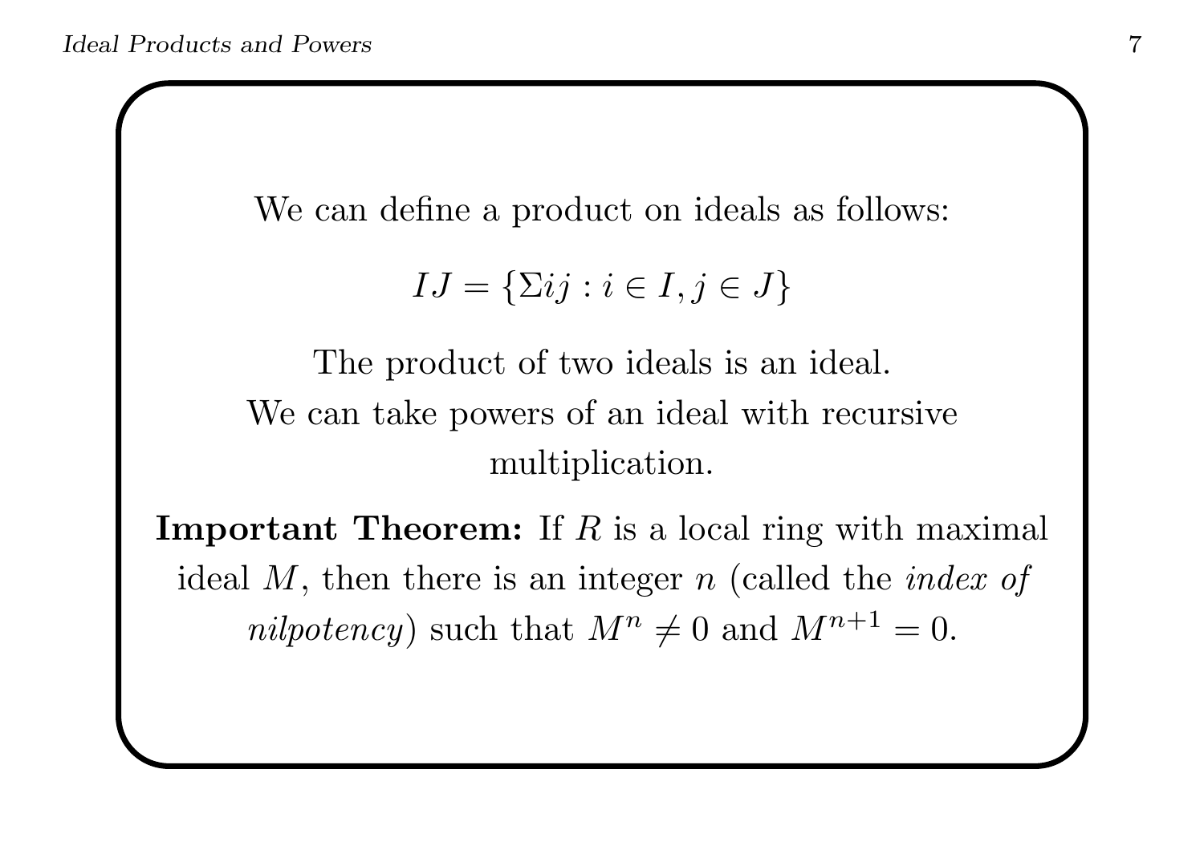We can define a product on ideals as follows:

$$IJ = \{\Sigma ij : i \in I, j \in J\}$$

The product of two ideals is an ideal.
We can take powers of an ideal with recursive multiplication.

**Important Theorem:** If $R$ is a local ring with maximal ideal $M$, then there is an integer $n$ (called the *index of nilpotency*) such that $M^n \neq 0$ and $M^{n+1} = 0$.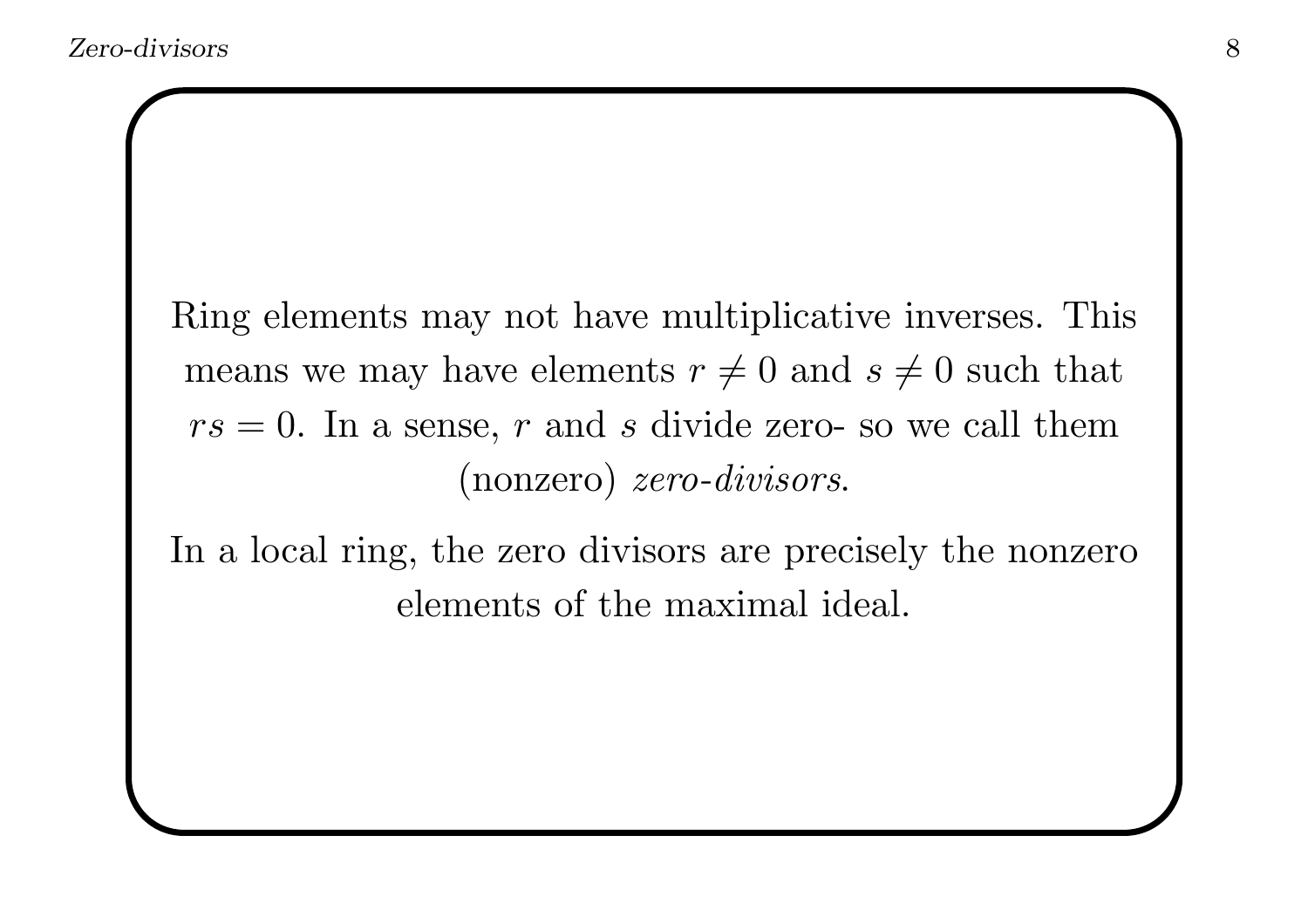Ring elements may not have multiplicative inverses. This means we may have elements $r \neq 0$ and $s \neq 0$ such that $rs = 0$. In a sense, $r$ and $s$ divide zero- so we call them (nonzero) *zero-divisors.*

In a local ring, the zero divisors are precisely the nonzero elements of the maximal ideal.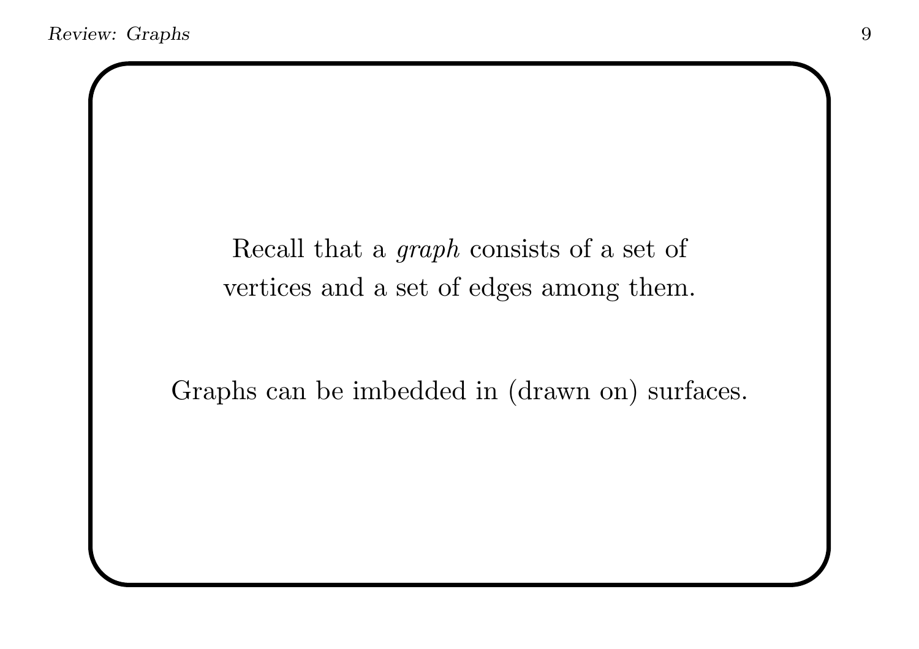Recall that a *graph* consists of a set of vertices and a set of edges among them.

Graphs can be imbedded in (drawn on) surfaces.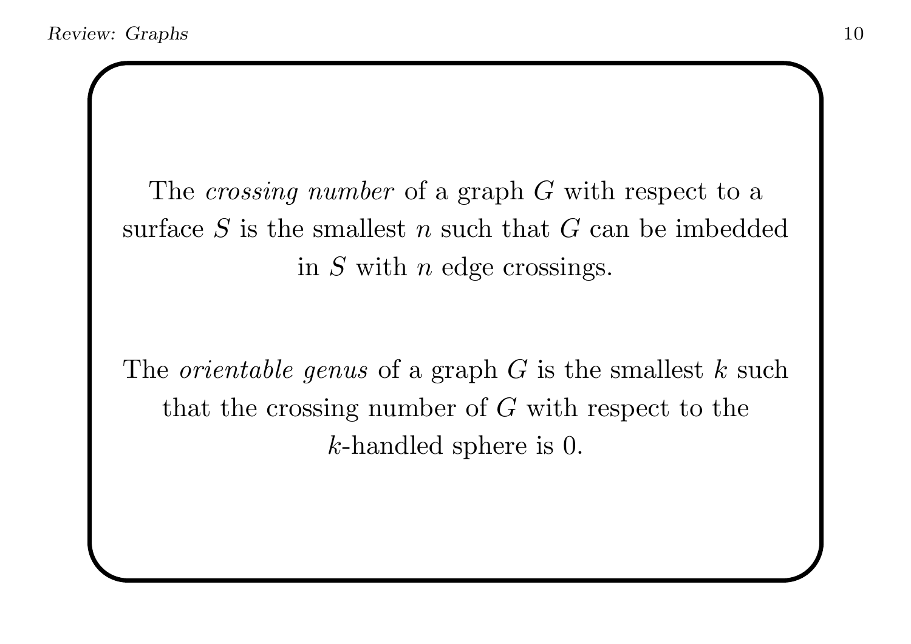The *crossing number* of a graph $G$ with respect to a surface $S$ is the smallest $n$ such that $G$ can be imbedded in $S$ with $n$ edge crossings.

The *orientable genus* of a graph $G$ is the smallest $k$ such that the crossing number of $G$ with respect to the $k$-handled sphere is 0.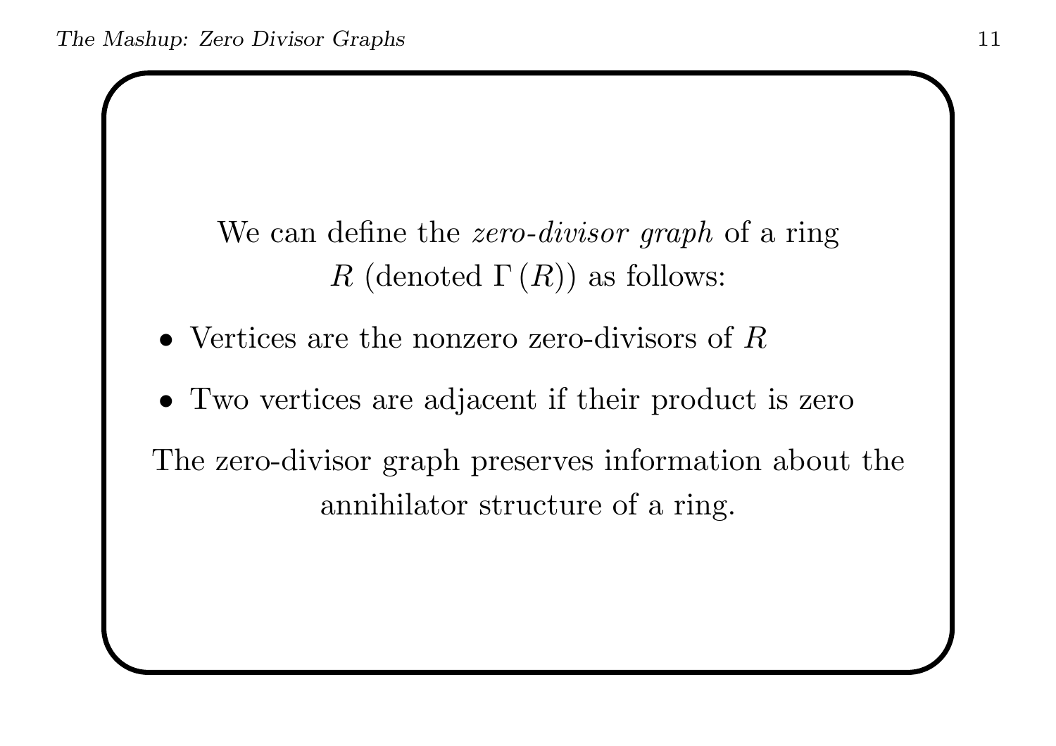We can define the *zero-divisor graph* of a ring $R$ (denoted $\Gamma(R)$) as follows:

- Vertices are the nonzero zero-divisors of $R$
- Two vertices are adjacent if their product is zero

The zero-divisor graph preserves information about the annihilator structure of a ring.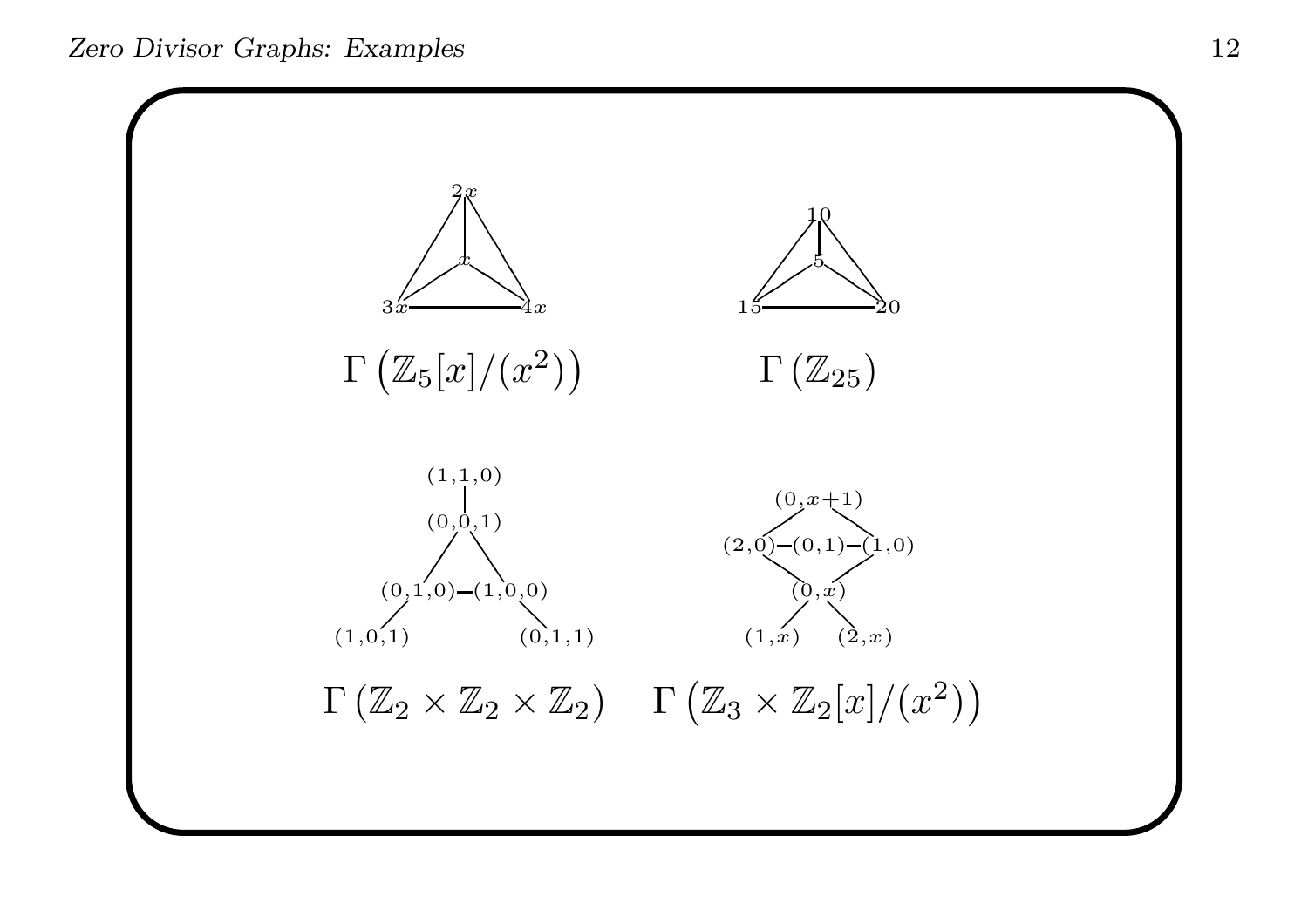$\Gamma\left(\mathbb{Z}_5[x]/(x^2)\right)$

$\Gamma\left(\mathbb{Z}_{25}\right)$

$\Gamma\left(\mathbb{Z}_2 \times \mathbb{Z}_2 \times \mathbb{Z}_2\right)$

$\Gamma\left(\mathbb{Z}_3 \times \mathbb{Z}_2[x]/(x^2)\right)$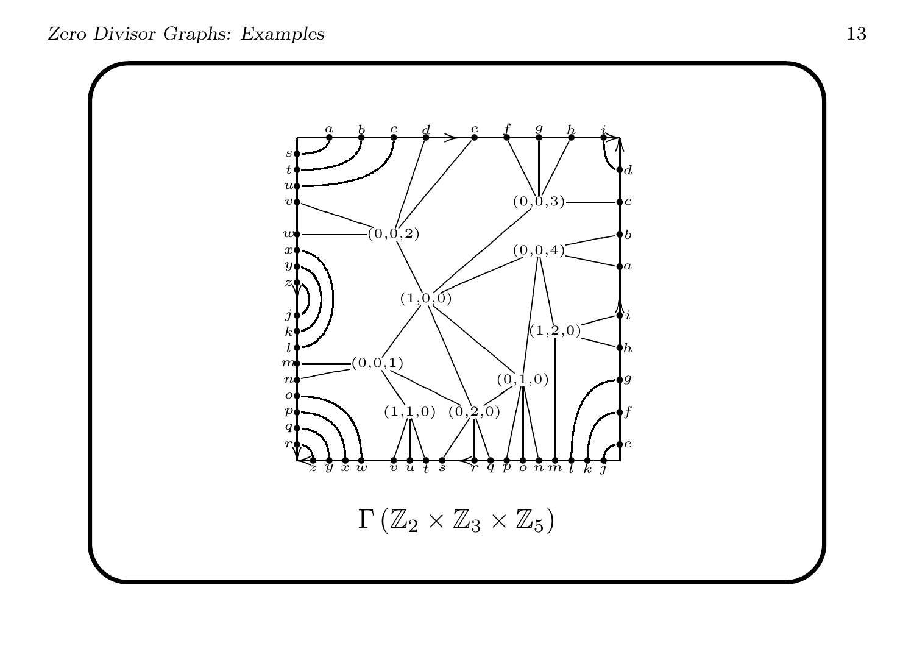$\Gamma\left(\mathbb{Z}_2 \times \mathbb{Z}_3 \times \mathbb{Z}_5\right)$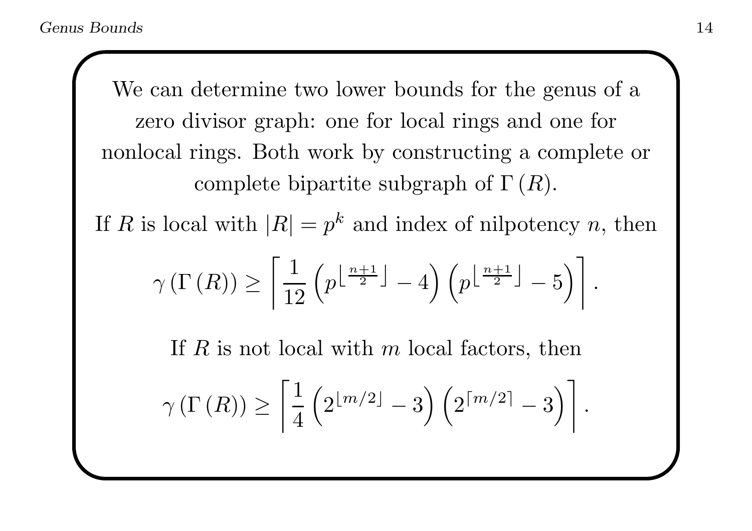We can determine two lower bounds for the genus of a zero divisor graph: one for local rings and one for nonlocal rings. Both work by constructing a complete or complete bipartite subgraph of $\Gamma(R)$.

If $R$ is local with $|R| = p^k$ and index of nilpotency $n$, then

$$\gamma(\Gamma(R)) \geq \left\lceil \frac{1}{12}\left(p^{\left\lfloor \frac{n+1}{2} \right\rfloor} - 4\right)\left(p^{\left\lfloor \frac{n+1}{2} \right\rfloor} - 5\right) \right\rceil.$$

If $R$ is not local with $m$ local factors, then

$$\gamma(\Gamma(R)) \geq \left\lceil \frac{1}{4}\left(2^{\lfloor m/2 \rfloor} - 3\right)\left(2^{\lceil m/2 \rceil} - 3\right) \right\rceil.$$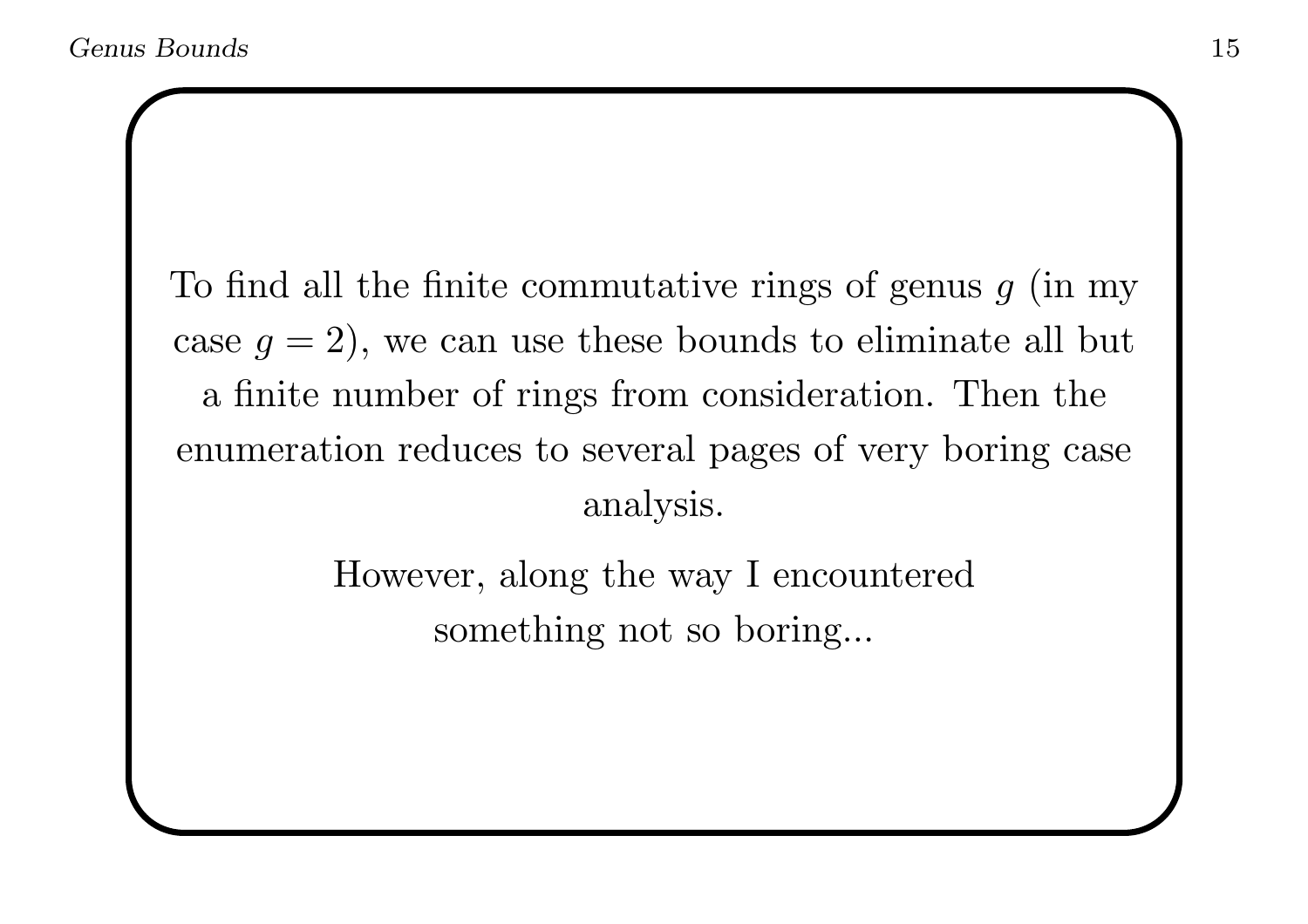To find all the finite commutative rings of genus $g$ (in my case $g = 2$), we can use these bounds to eliminate all but a finite number of rings from consideration. Then the enumeration reduces to several pages of very boring case analysis.

However, along the way I encountered something not so boring...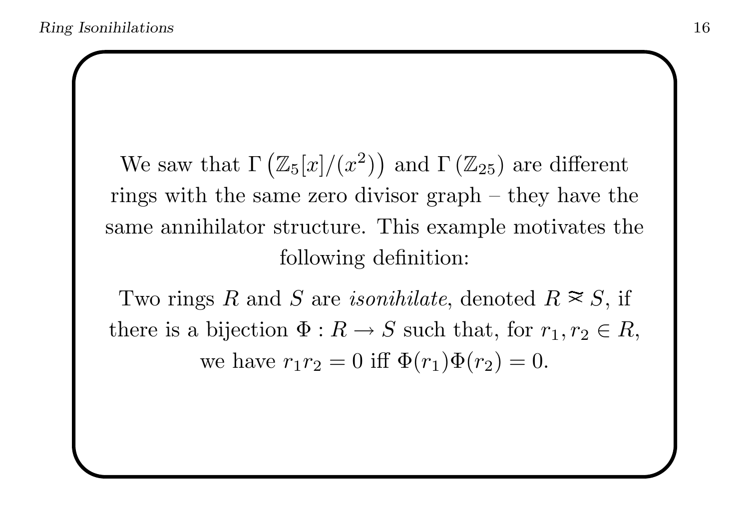We saw that $\Gamma\left(\mathbb{Z}_5[x]/(x^2)\right)$ and $\Gamma\left(\mathbb{Z}_{25}\right)$ are different rings with the same zero divisor graph – they have the same annihilator structure. This example motivates the following definition:

Two rings $R$ and $S$ are *isonihilate*, denoted $R \approxeq S$, if there is a bijection $\Phi : R \to S$ such that, for $r_1, r_2 \in R$, we have $r_1 r_2 = 0$ iff $\Phi(r_1)\Phi(r_2) = 0$.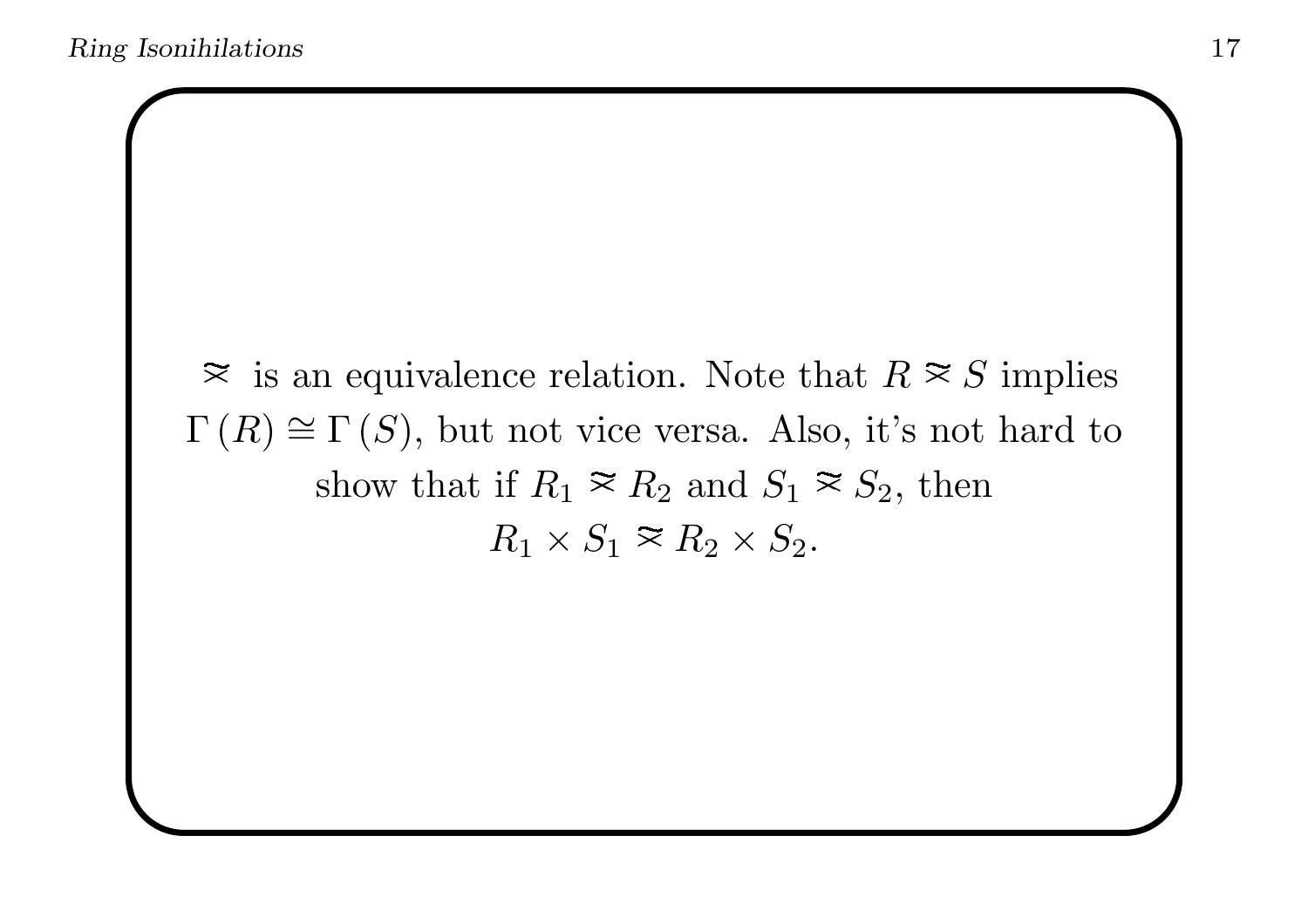$\approxeq$ is an equivalence relation. Note that $R \approxeq S$ implies $\Gamma(R) \cong \Gamma(S)$, but not vice versa. Also, it's not hard to show that if $R_1 \approxeq R_2$ and $S_1 \approxeq S_2$, then $R_1 \times S_1 \approxeq R_2 \times S_2$.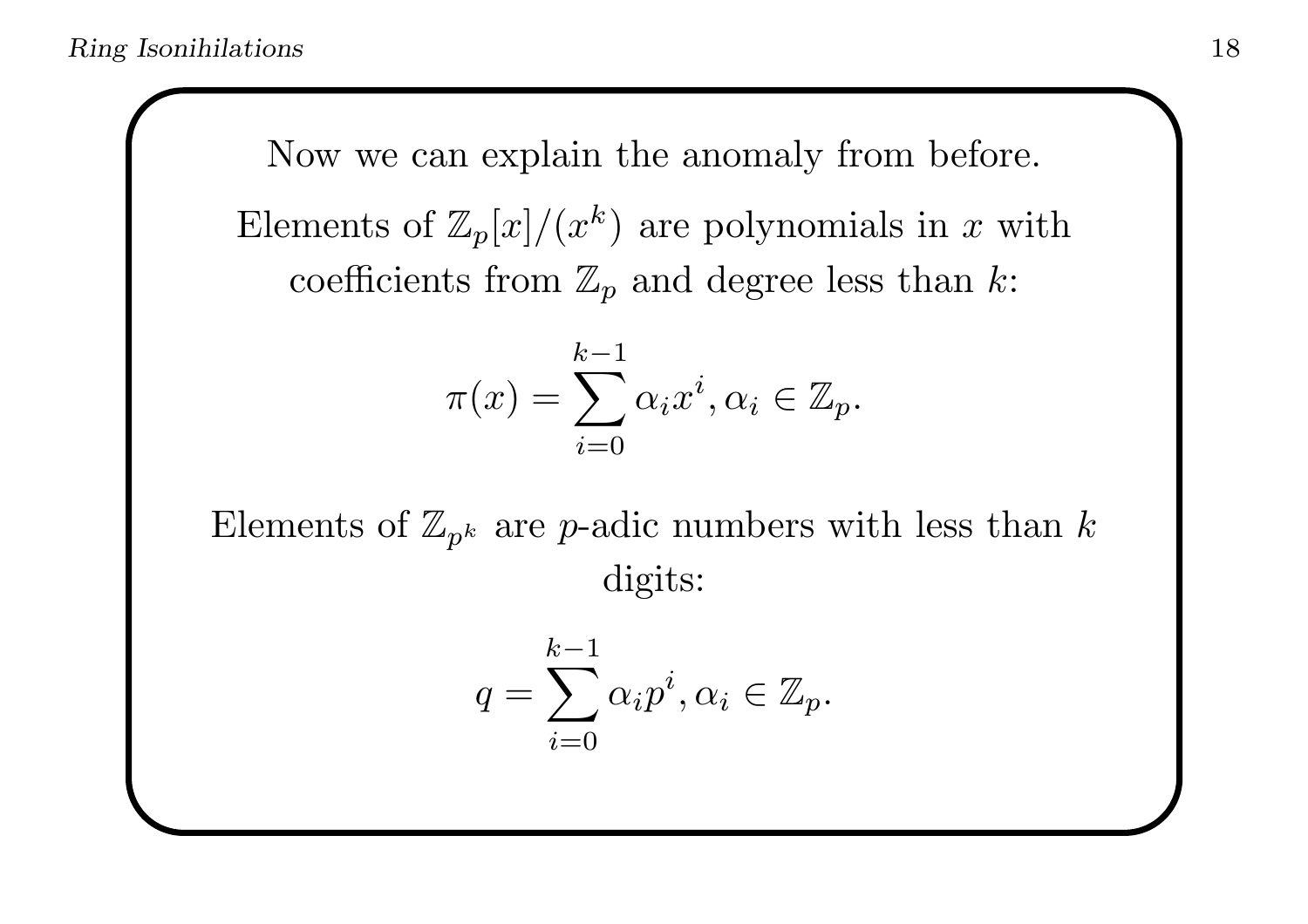Now we can explain the anomaly from before.

Elements of $\mathbb{Z}_p[x]/(x^k)$ are polynomials in $x$ with coefficients from $\mathbb{Z}_p$ and degree less than $k$:

$$\pi(x) = \sum_{i=0}^{k-1} \alpha_i x^i, \alpha_i \in \mathbb{Z}_p.$$

Elements of $\mathbb{Z}_{p^k}$ are $p$-adic numbers with less than $k$ digits:

$$q = \sum_{i=0}^{k-1} \alpha_i p^i, \alpha_i \in \mathbb{Z}_p.$$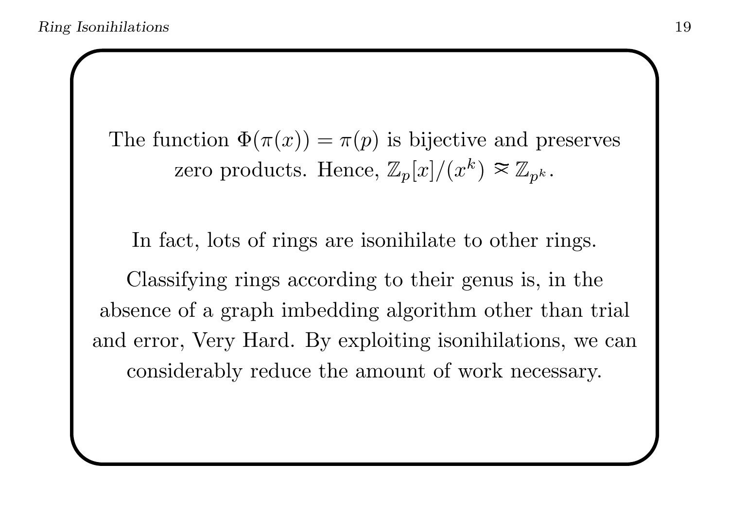The function $\Phi(\pi(x)) = \pi(p)$ is bijective and preserves zero products. Hence, $\mathbb{Z}_p[x]/(x^k) \approxeq \mathbb{Z}_{p^k}$.

In fact, lots of rings are isonihilate to other rings.

Classifying rings according to their genus is, in the absence of a graph imbedding algorithm other than trial and error, Very Hard. By exploiting isonihilations, we can considerably reduce the amount of work necessary.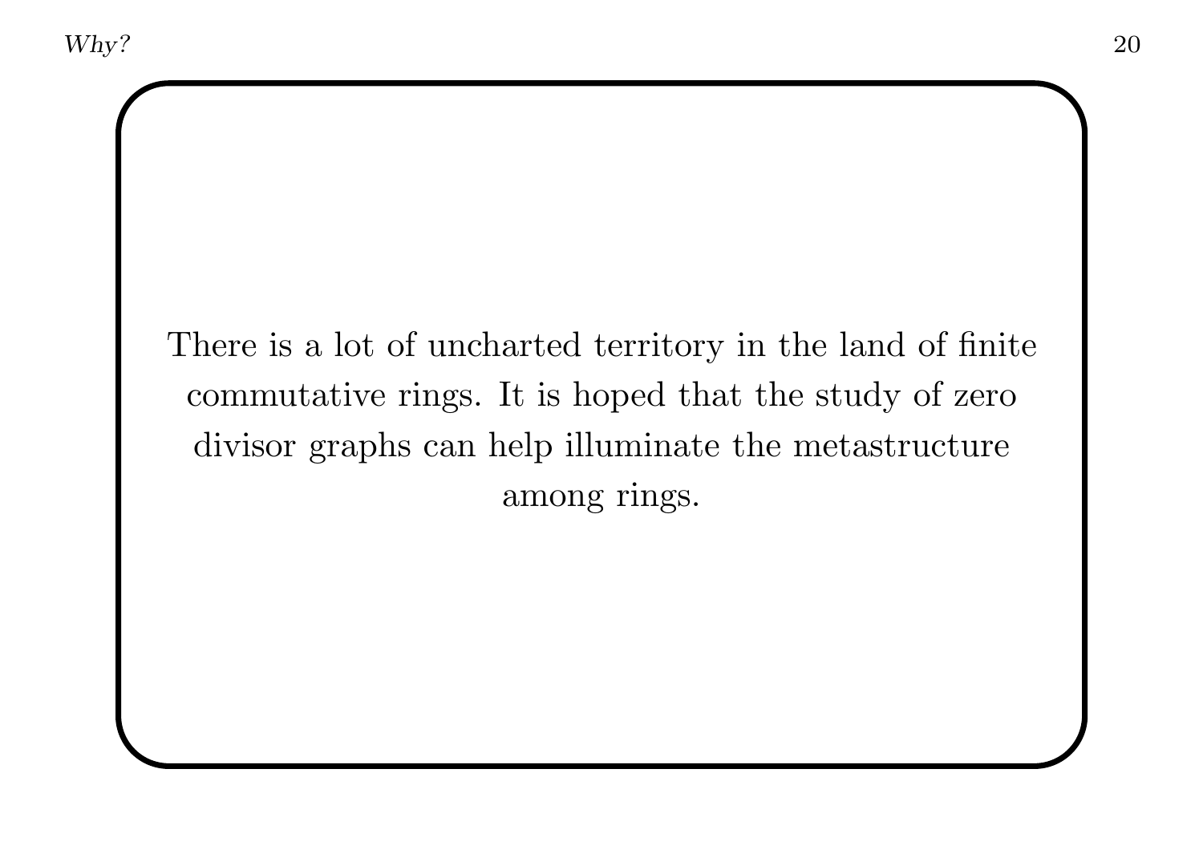There is a lot of uncharted territory in the land of finite commutative rings. It is hoped that the study of zero divisor graphs can help illuminate the metastructure among rings.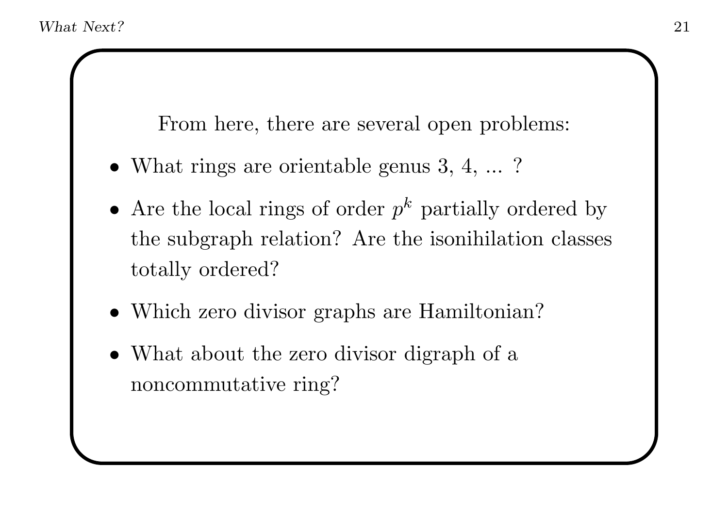From here, there are several open problems:

- What rings are orientable genus 3, 4, ... ?
- Are the local rings of order $p^k$ partially ordered by the subgraph relation? Are the isonihilation classes totally ordered?
- Which zero divisor graphs are Hamiltonian?
- What about the zero divisor digraph of a noncommutative ring?